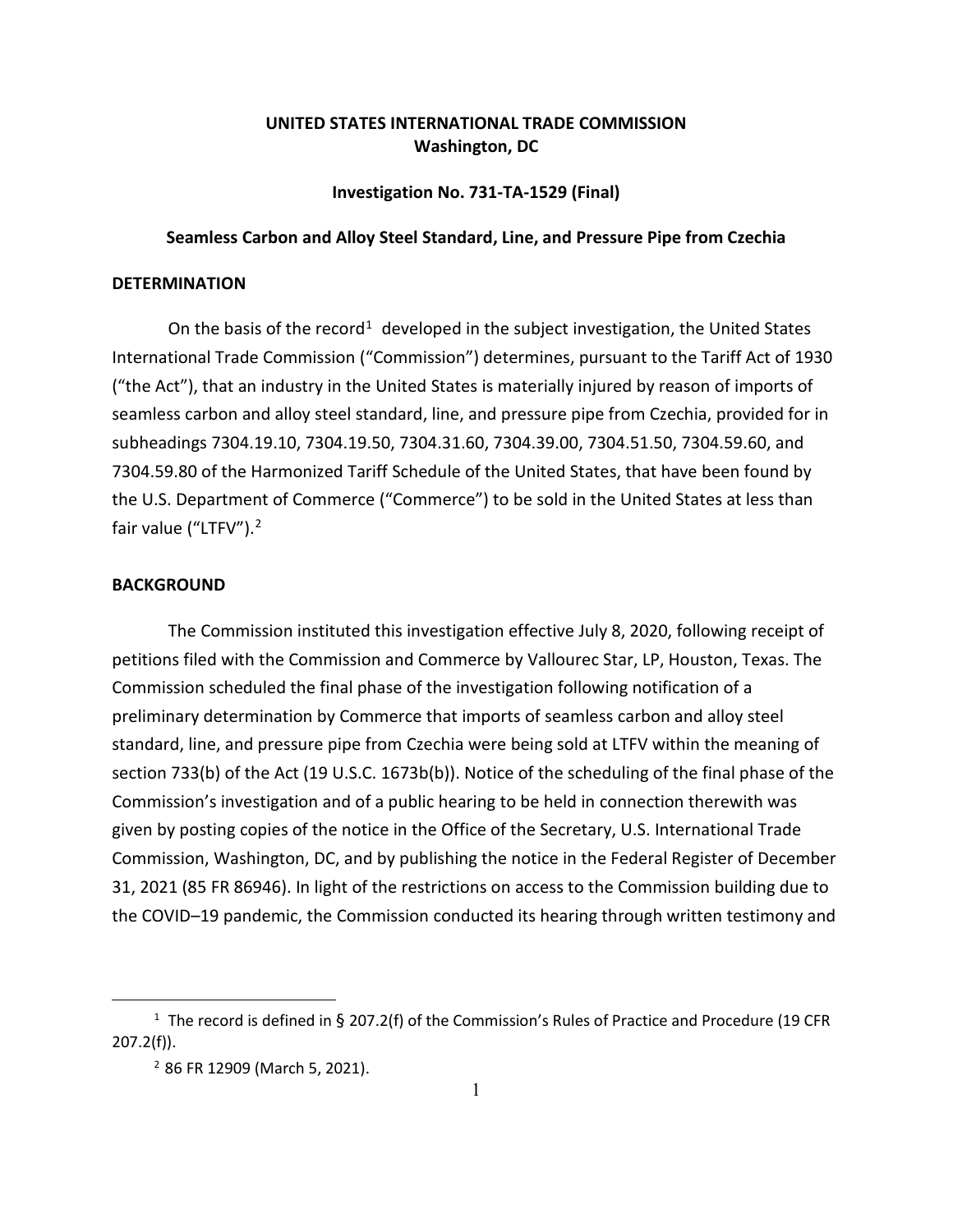**UNITED STATES INTERNATIONAL TRADE COMMISSION**
**Washington, DC**

**Investigation No. 731-TA-1529 (Final)**

**Seamless Carbon and Alloy Steel Standard, Line, and Pressure Pipe from Czechia**

## DETERMINATION

On the basis of the record[1] developed in the subject investigation, the United States International Trade Commission ("Commission") determines, pursuant to the Tariff Act of 1930 ("the Act"), that an industry in the United States is materially injured by reason of imports of seamless carbon and alloy steel standard, line, and pressure pipe from Czechia, provided for in subheadings 7304.19.10, 7304.19.50, 7304.31.60, 7304.39.00, 7304.51.50, 7304.59.60, and 7304.59.80 of the Harmonized Tariff Schedule of the United States, that have been found by the U.S. Department of Commerce ("Commerce") to be sold in the United States at less than fair value ("LTFV").[2]

## BACKGROUND

The Commission instituted this investigation effective July 8, 2020, following receipt of petitions filed with the Commission and Commerce by Vallourec Star, LP, Houston, Texas. The Commission scheduled the final phase of the investigation following notification of a preliminary determination by Commerce that imports of seamless carbon and alloy steel standard, line, and pressure pipe from Czechia were being sold at LTFV within the meaning of section 733(b) of the Act (19 U.S.C. 1673b(b)). Notice of the scheduling of the final phase of the Commission's investigation and of a public hearing to be held in connection therewith was given by posting copies of the notice in the Office of the Secretary, U.S. International Trade Commission, Washington, DC, and by publishing the notice in the Federal Register of December 31, 2021 (85 FR 86946). In light of the restrictions on access to the Commission building due to the COVID–19 pandemic, the Commission conducted its hearing through written testimony and

---

[1] The record is defined in § 207.2(f) of the Commission's Rules of Practice and Procedure (19 CFR 207.2(f)).

[2] 86 FR 12909 (March 5, 2021).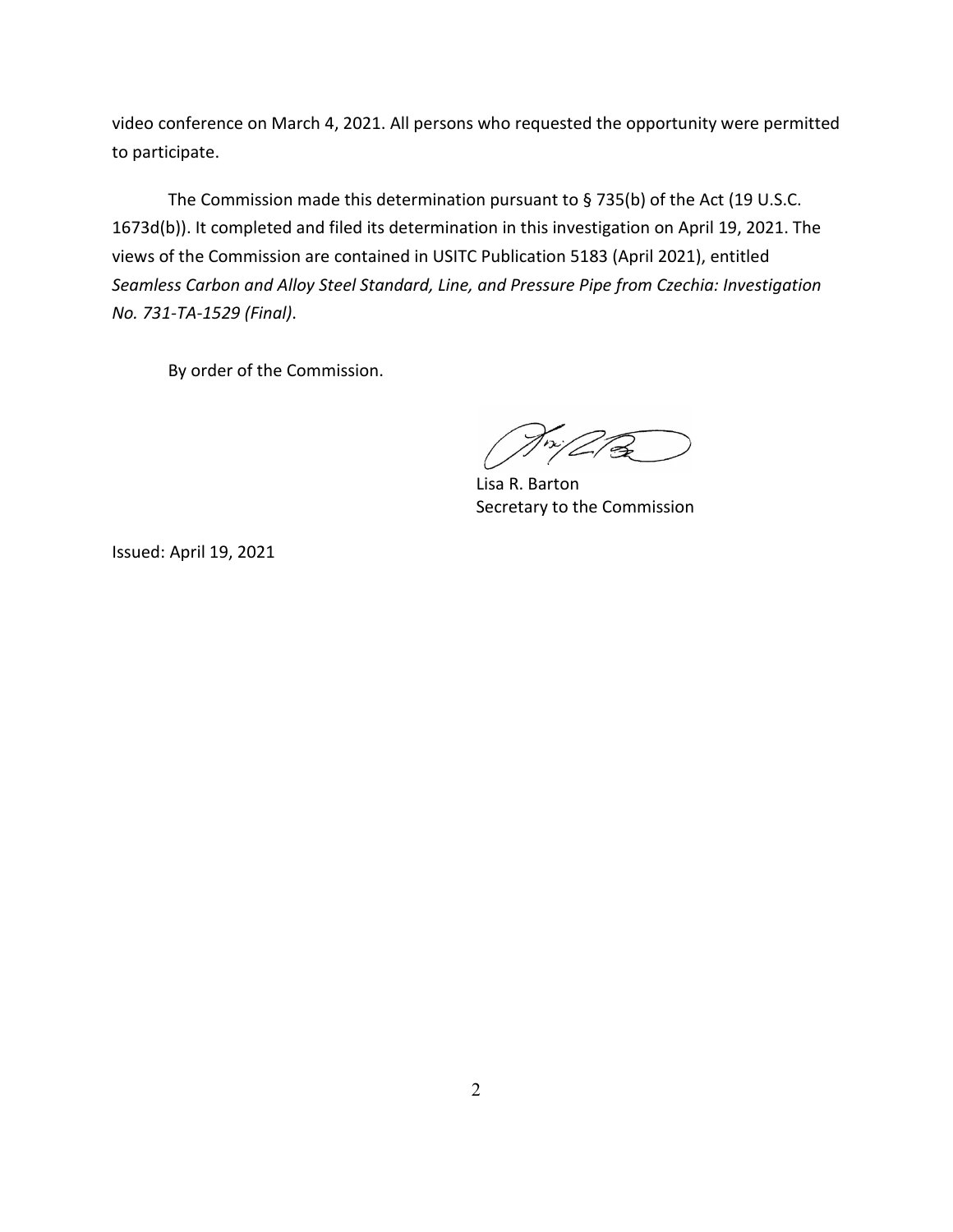video conference on March 4, 2021. All persons who requested the opportunity were permitted to participate.

The Commission made this determination pursuant to § 735(b) of the Act (19 U.S.C. 1673d(b)). It completed and filed its determination in this investigation on April 19, 2021. The views of the Commission are contained in USITC Publication 5183 (April 2021), entitled *Seamless Carbon and Alloy Steel Standard, Line, and Pressure Pipe from Czechia: Investigation No. 731-TA-1529 (Final)*.

By order of the Commission.

Lisa R. Barton
Secretary to the Commission

Issued: April 19, 2021